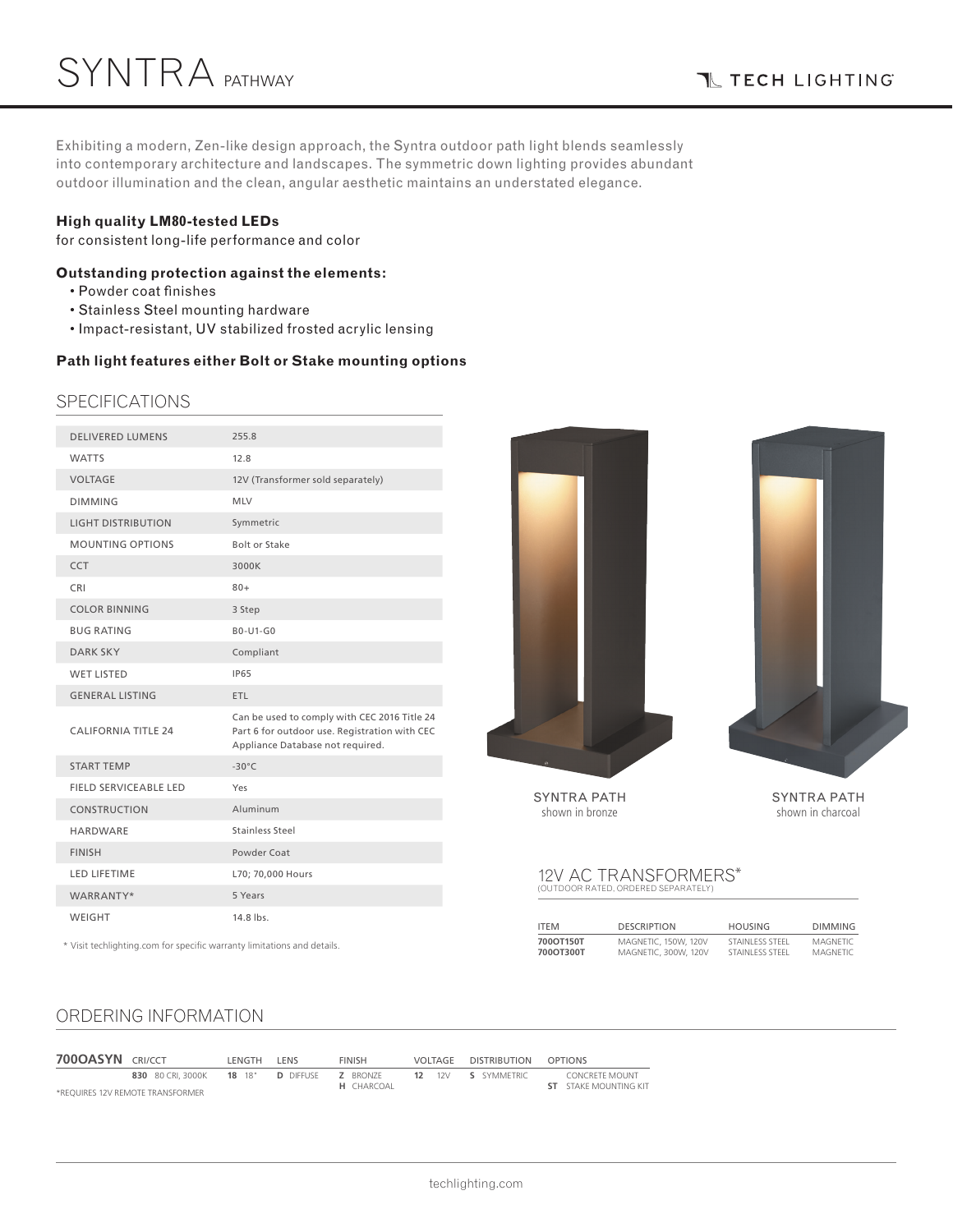# SYNTRA PATHWAY

TECH LIGHTING

Exhibiting a modern, Zen-like design approach, the Syntra outdoor path light blends seamlessly into contemporary architecture and landscapes. The symmetric down lighting provides abundant outdoor illumination and the clean, angular aesthetic maintains an understated elegance.

**High quality LM80-tested LEDs**
for consistent long-life performance and color

**Outstanding protection against the elements:**
- Powder coat finishes
- Stainless Steel mounting hardware
- Impact-resistant, UV stabilized frosted acrylic lensing

**Path light features either Bolt or Stake mounting options**

## SPECIFICATIONS

| | |
|---|---|
| DELIVERED LUMENS | 255.8 |
| WATTS | 12.8 |
| VOLTAGE | 12V (Transformer sold separately) |
| DIMMING | MLV |
| LIGHT DISTRIBUTION | Symmetric |
| MOUNTING OPTIONS | Bolt or Stake |
| CCT | 3000K |
| CRI | 80+ |
| COLOR BINNING | 3 Step |
| BUG RATING | B0-U1-G0 |
| DARK SKY | Compliant |
| WET LISTED | IP65 |
| GENERAL LISTING | ETL |
| CALIFORNIA TITLE 24 | Can be used to comply with CEC 2016 Title 24 Part 6 for outdoor use. Registration with CEC Appliance Database not required. |
| START TEMP | -30°C |
| FIELD SERVICEABLE LED | Yes |
| CONSTRUCTION | Aluminum |
| HARDWARE | Stainless Steel |
| FINISH | Powder Coat |
| LED LIFETIME | L70; 70,000 Hours |
| WARRANTY* | 5 Years |
| WEIGHT | 14.8 lbs. |

* Visit techlighting.com for specific warranty limitations and details.

SYNTRA PATH
shown in bronze

SYNTRA PATH
shown in charcoal

## 12V AC TRANSFORMERS*
(OUTDOOR RATED, ORDERED SEPARATELY)

| ITEM | DESCRIPTION | HOUSING | DIMMING |
|---|---|---|---|
| **700OT150T** | MAGNETIC, 150W, 120V | STAINLESS STEEL | MAGNETIC |
| **700OT300T** | MAGNETIC, 300W, 120V | STAINLESS STEEL | MAGNETIC |

## ORDERING INFORMATION

| **700OASYN** | CRI/CCT | LENGTH | LENS | FINISH | VOLTAGE | DISTRIBUTION | OPTIONS |
|---|---|---|---|---|---|---|---|
| | **830** 80 CRI, 3000K | **18** 18" | **D** DIFFUSE | **Z** BRONZE<br>**H** CHARCOAL | **12** 12V | **S** SYMMETRIC | CONCRETE MOUNT<br>**ST** STAKE MOUNTING KIT |

*REQUIRES 12V REMOTE TRANSFORMER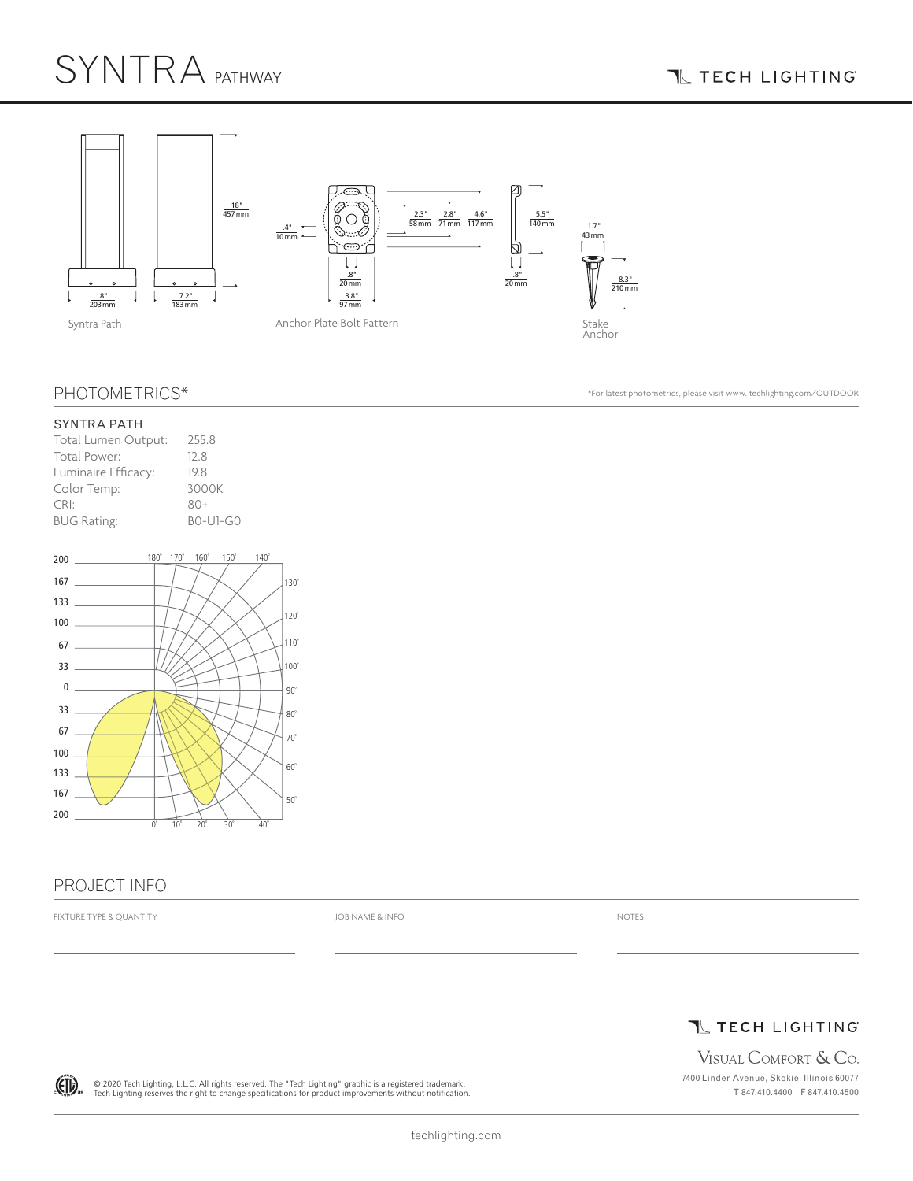# SYNTRA PATHWAY

TECH LIGHTING

18"
457 mm

8"
203 mm

7.2"
183 mm

Syntra Path

.4"
10 mm

2.3"
58 mm

2.8"
71 mm

4.6"
117 mm

.8"
20 mm

3.8"
97 mm

Anchor Plate Bolt Pattern

5.5"
140 mm

.8"
20 mm

1.7"
43 mm

8.3"
210 mm

Stake Anchor

## PHOTOMETRICS*

*For latest photometrics, please visit www. techlighting.com/OUTDOOR

### SYNTRA PATH

| | |
|---|---|
| Total Lumen Output: | 255.8 |
| Total Power: | 12.8 |
| Luminaire Efficacy: | 19.8 |
| Color Temp: | 3000K |
| CRI: | 80+ |
| BUG Rating: | B0-U1-G0 |

200
167
133
100
67
33
0
33
67
100
133
167
200

180° 170° 160° 150° 140°
130°
120°
110°
100°
90°
80°
70°
60°
50°
0° 10° 20° 30° 40°

## PROJECT INFO

FIXTURE TYPE & QUANTITY

JOB NAME & INFO

NOTES

TECH LIGHTING

VISUAL COMFORT & CO.

7400 Linder Avenue, Skokie, Illinois 60077
T 847.410.4400 F 847.410.4500

© 2020 Tech Lighting, L.L.C. All rights reserved. The "Tech Lighting" graphic is a registered trademark.
Tech Lighting reserves the right to change specifications for product improvements without notification.

techlighting.com